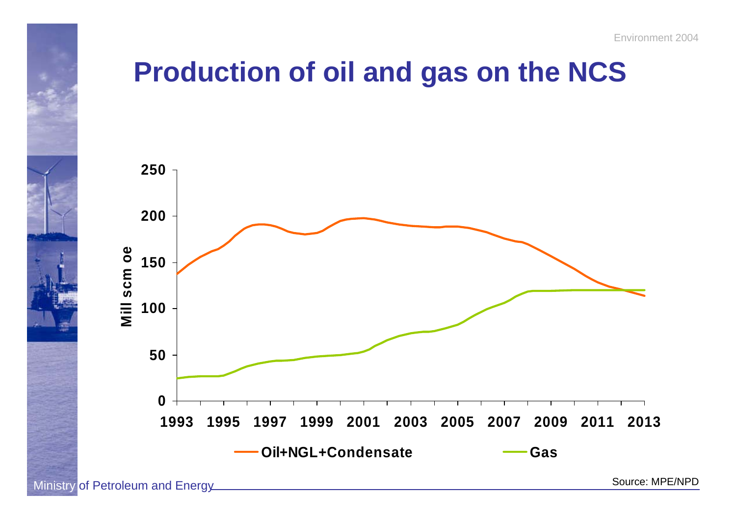# Production of oil and gas on the NCS

Mill scm oe

250
200
150
100
50
0

1993 1995 1997 1999 2001 2003 2005 2007 2009 2011 2013

Oil+NGL+Condensate   Gas

Source: MPE/NPD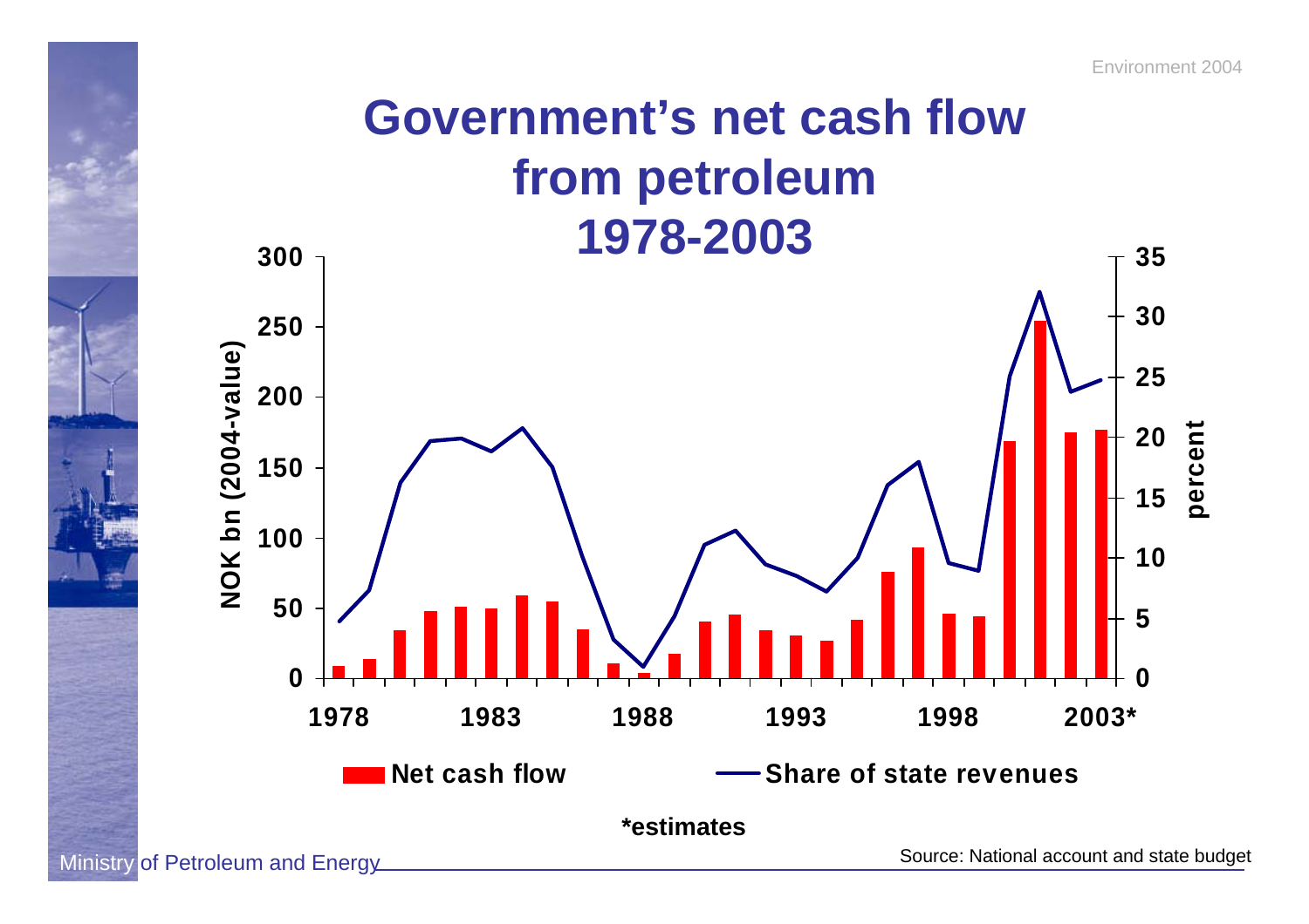# Government's net cash flow from petroleum 1978-2003

NOK bn (2004-value) | percent

Net cash flow — Share of state revenues

1978 | 1983 | 1988 | 1993 | 1998 | 2003*

*estimates

Source: National account and state budget

Ministry of Petroleum and Energy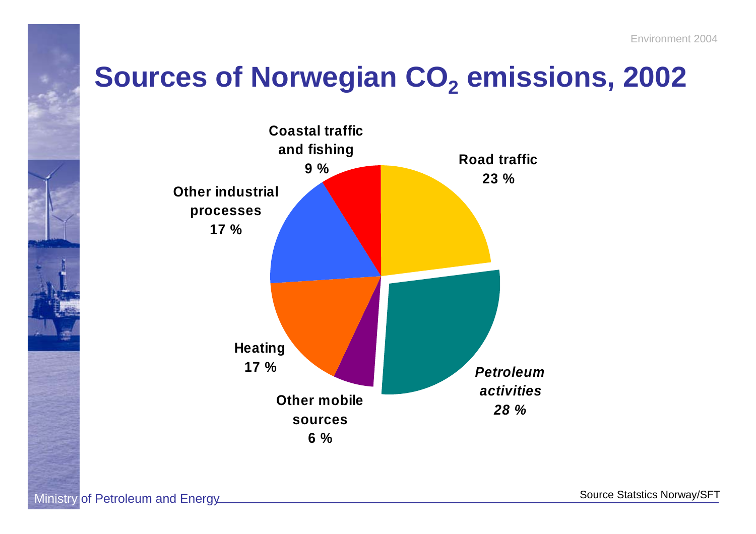# Sources of Norwegian $CO_2$ emissions, 2002

| Source | Share |
| --- | --- |
| Road traffic | 23 % |
| *Petroleum activities* | *28 %* |
| Other mobile sources | 6 % |
| Heating | 17 % |
| Other industrial processes | 17 % |
| Coastal traffic and fishing | 9 % |

Source Statstics Norway/SFT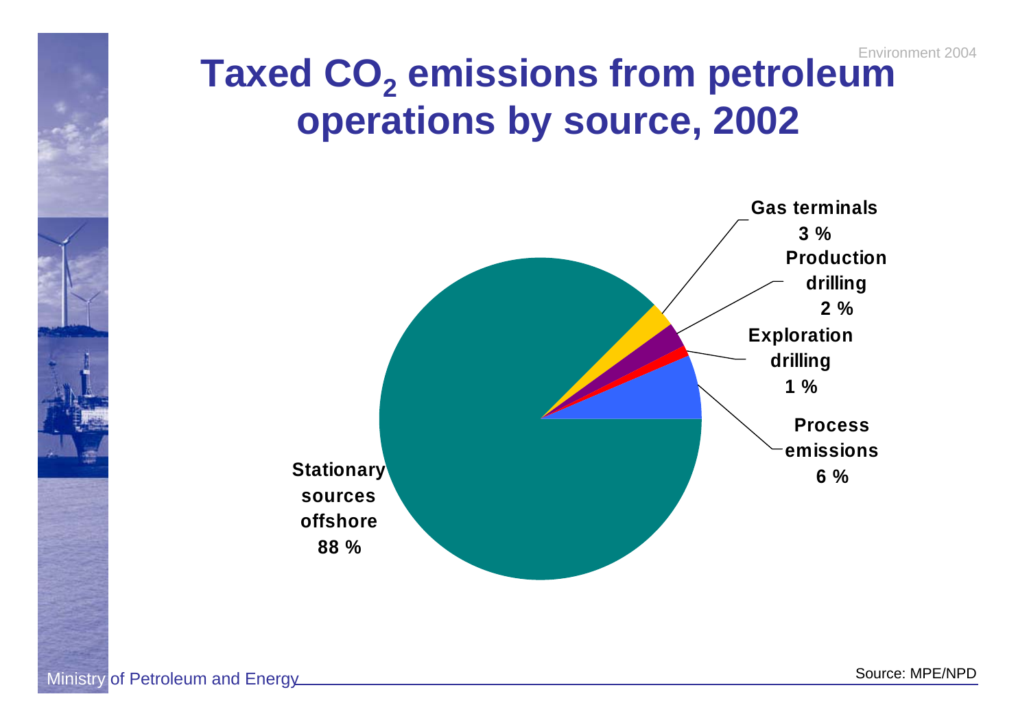# Taxed $CO_2$ emissions from petroleum operations by source, 2002

Gas terminals 3 %

Production drilling 2 %

Exploration drilling 1 %

Process emissions 6 %

Stationary sources offshore 88 %

Source: MPE/NPD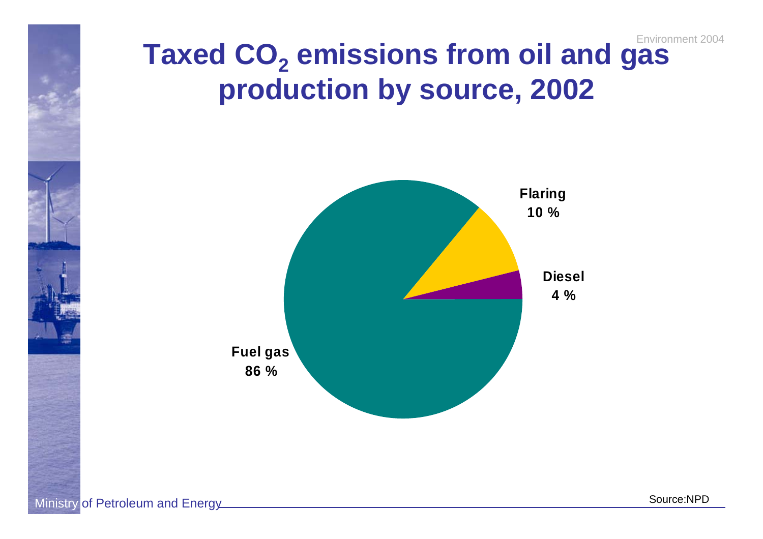# Taxed $CO_2$ emissions from oil and gas production by source, 2002

Flaring
10 %

Diesel
4 %

Fuel gas
86 %

Source:NPD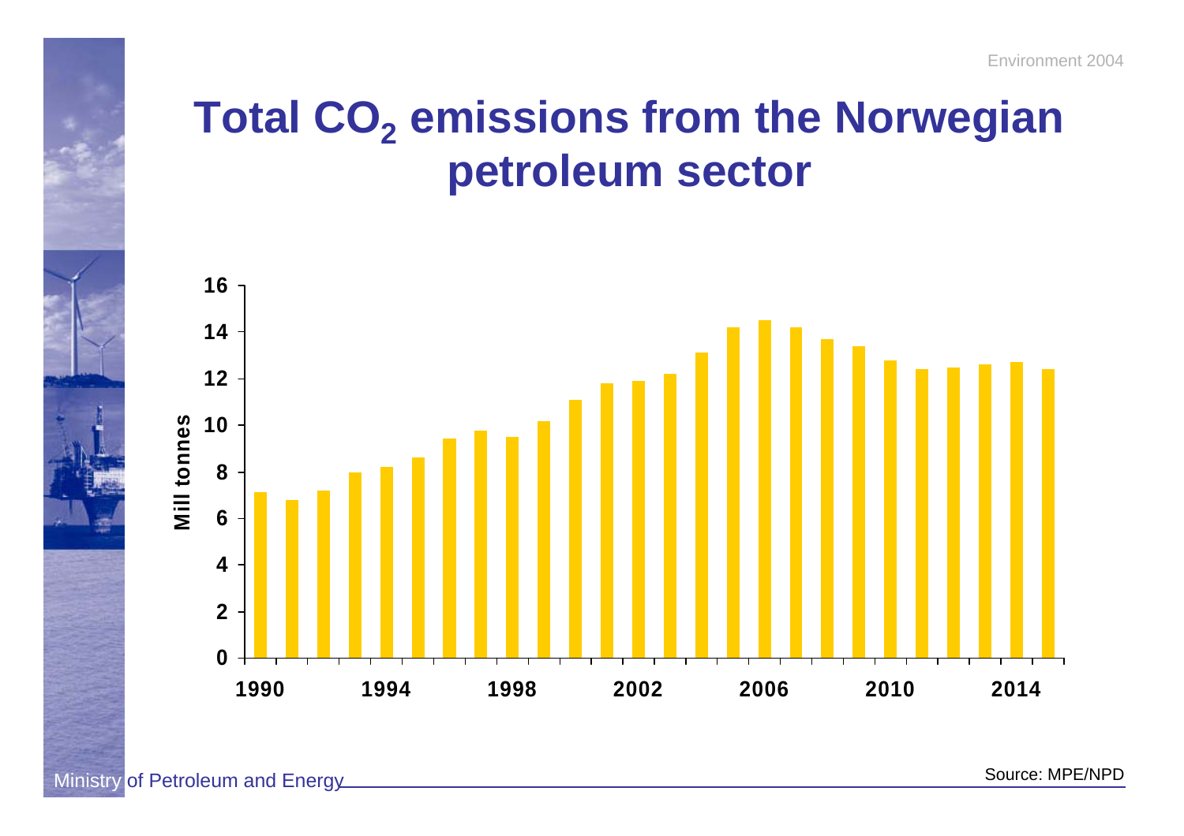# Total $CO_2$ emissions from the Norwegian petroleum sector

Mill tonnes

1990 1994 1998 2002 2006 2010 2014

Source: MPE/NPD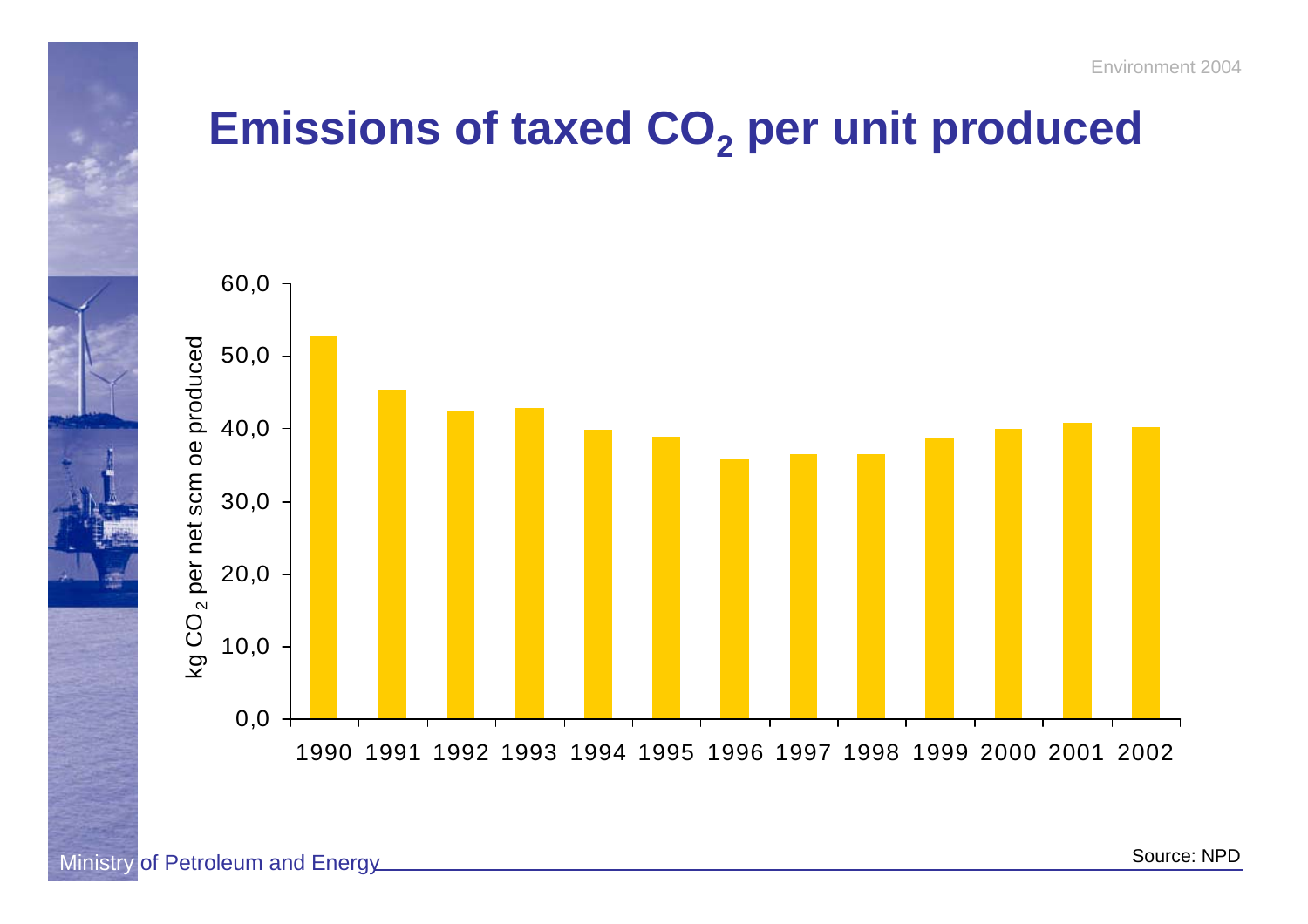# Emissions of taxed $CO_2$ per unit produced

| Year | kg $CO_2$ per net scm oe produced |
|---|---|
| 1990 | 52.7 |
| 1991 | 45.4 |
| 1992 | 42.3 |
| 1993 | 42.8 |
| 1994 | 39.8 |
| 1995 | 38.9 |
| 1996 | 35.9 |
| 1997 | 36.5 |
| 1998 | 36.5 |
| 1999 | 38.6 |
| 2000 | 40.0 |
| 2001 | 40.8 |
| 2002 | 40.2 |

Source: NPD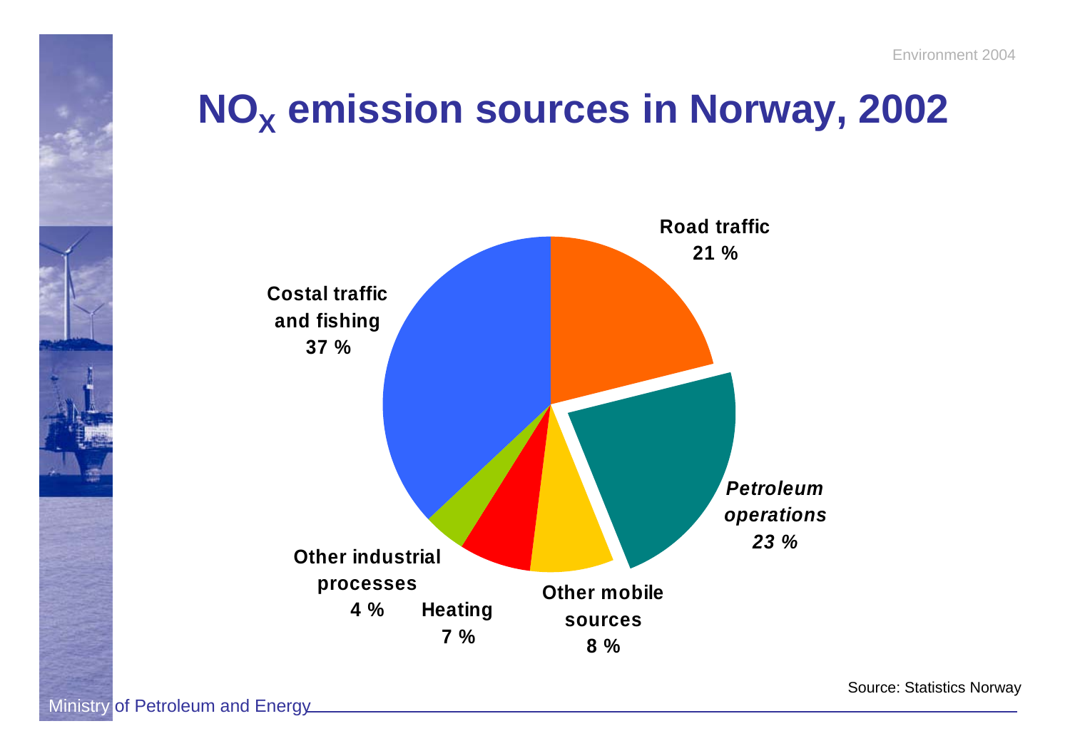# $NO_X$ emission sources in Norway, 2002

Road traffic
21 %

*Petroleum operations*
*23 %*

Other mobile sources
8 %

Heating
7 %

Other industrial processes
4 %

Costal traffic and fishing
37 %

Source: Statistics Norway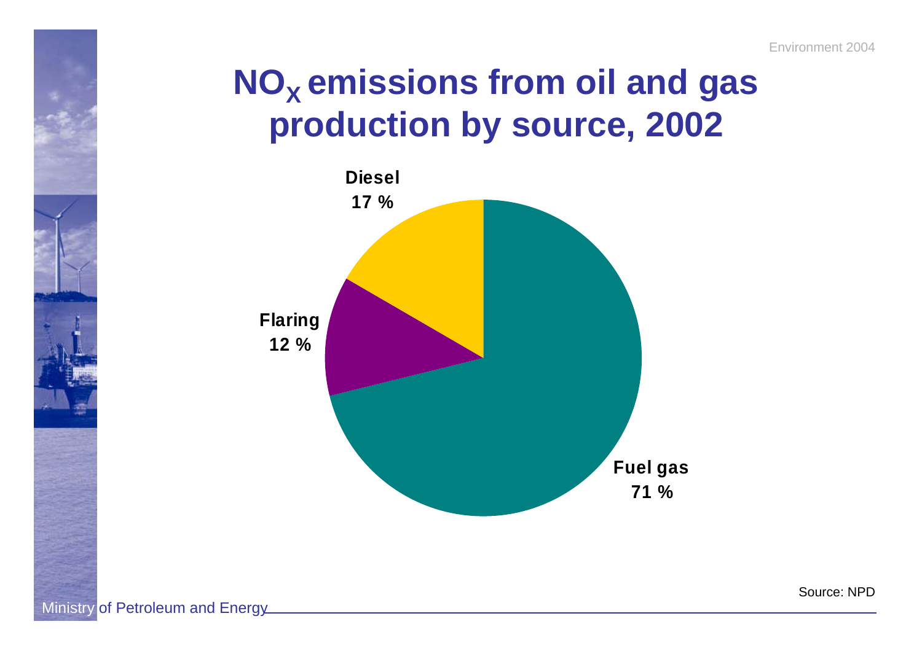# $NO_X$ emissions from oil and gas production by source, 2002

| Source | Share |
|---|---|
| Fuel gas | 71 % |
| Diesel | 17 % |
| Flaring | 12 % |

Source: NPD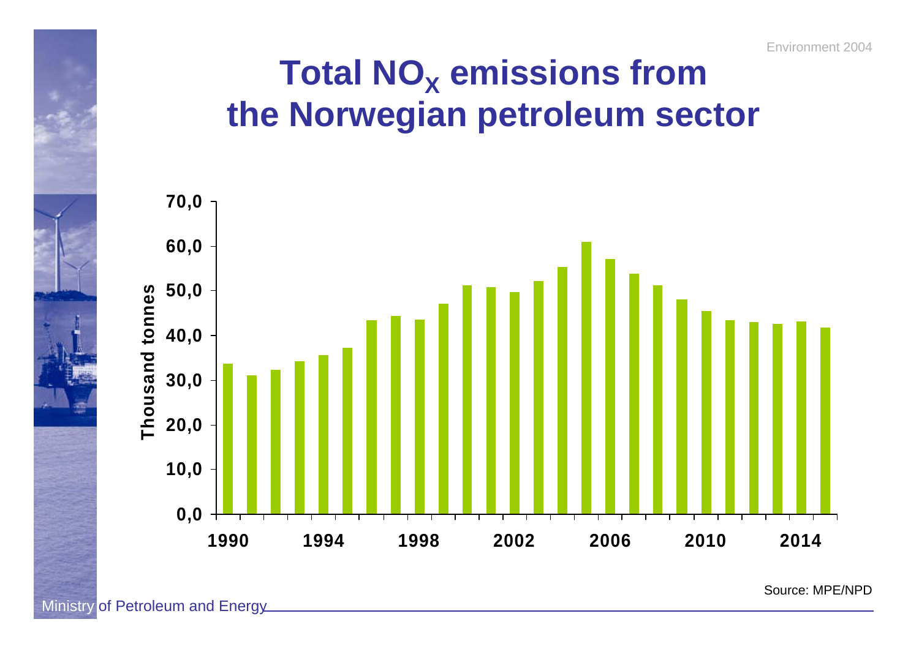# Total $NO_X$ emissions from the Norwegian petroleum sector

Source: MPE/NPD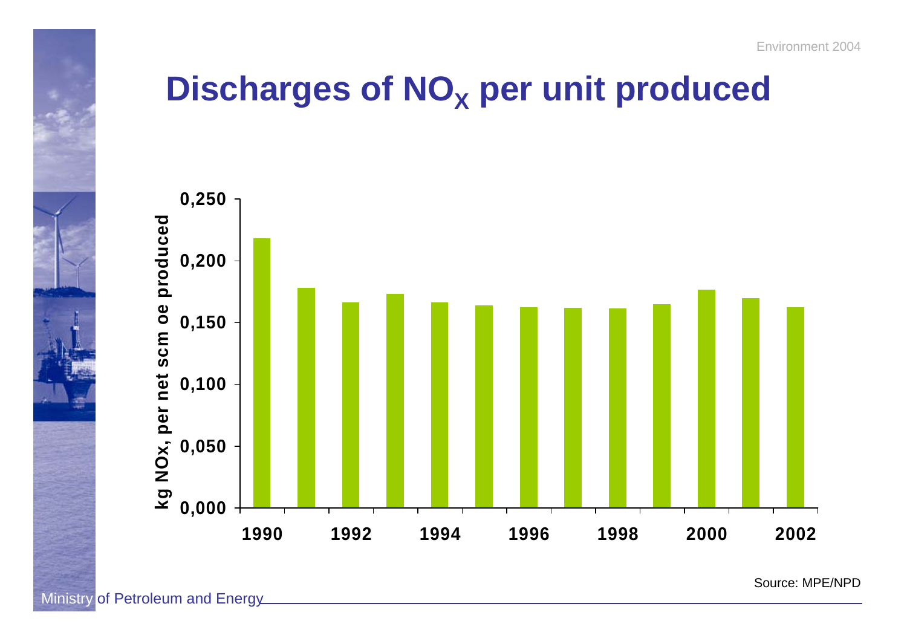# Discharges of $NO_X$ per unit produced

kg NOx, per net scm oe produced

| Year | kg NOx per net scm oe produced |
|---|---|
| 1990 | ~0,218 |
| 1991 | ~0,178 |
| 1992 | ~0,166 |
| 1993 | ~0,173 |
| 1994 | ~0,166 |
| 1995 | ~0,164 |
| 1996 | ~0,162 |
| 1997 | ~0,162 |
| 1998 | ~0,161 |
| 1999 | ~0,165 |
| 2000 | ~0,176 |
| 2001 | ~0,170 |
| 2002 | ~0,162 |

Source: MPE/NPD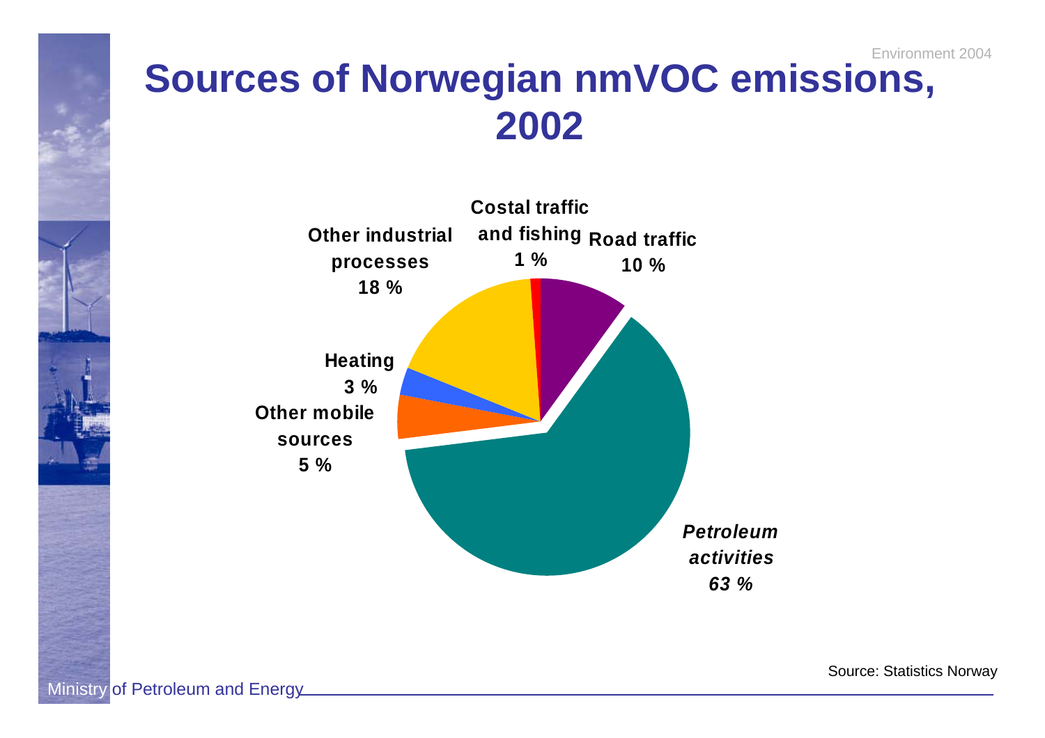# Sources of Norwegian nmVOC emissions, 2002

Costal traffic and fishing 1 %

Road traffic 10 %

Other industrial processes 18 %

Heating 3 %

Other mobile sources 5 %

*Petroleum activities 63 %*

Source: Statistics Norway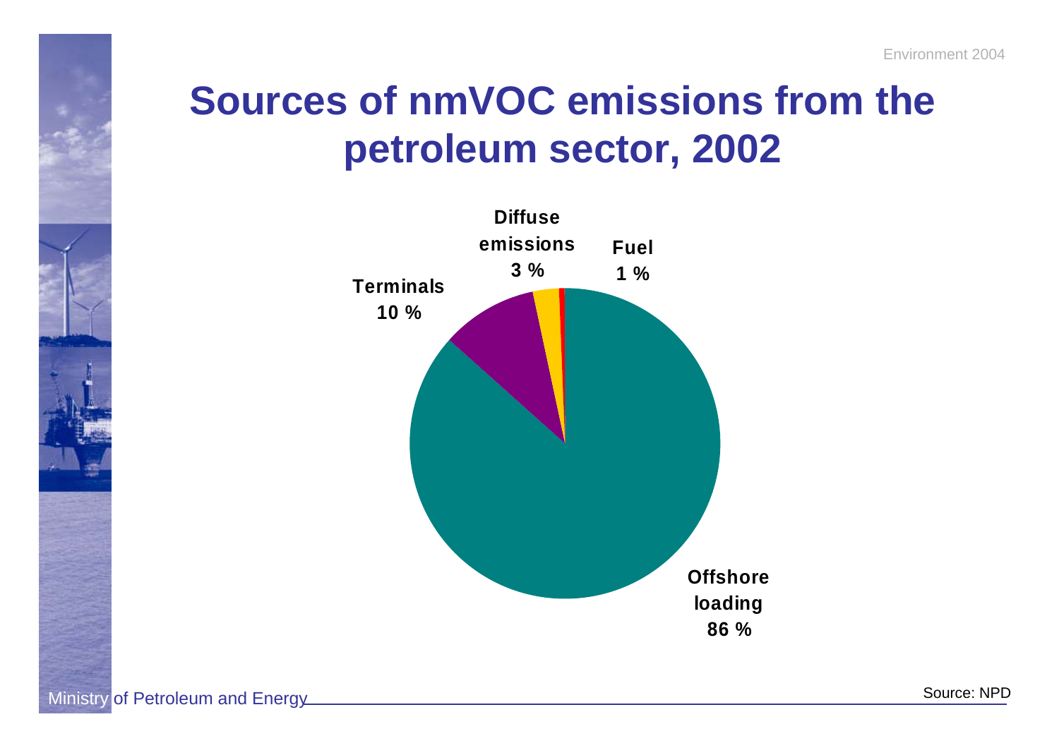# Sources of nmVOC emissions from the petroleum sector, 2002

Diffuse emissions 3 %

Fuel 1 %

Terminals 10 %

Offshore loading 86 %

Source: NPD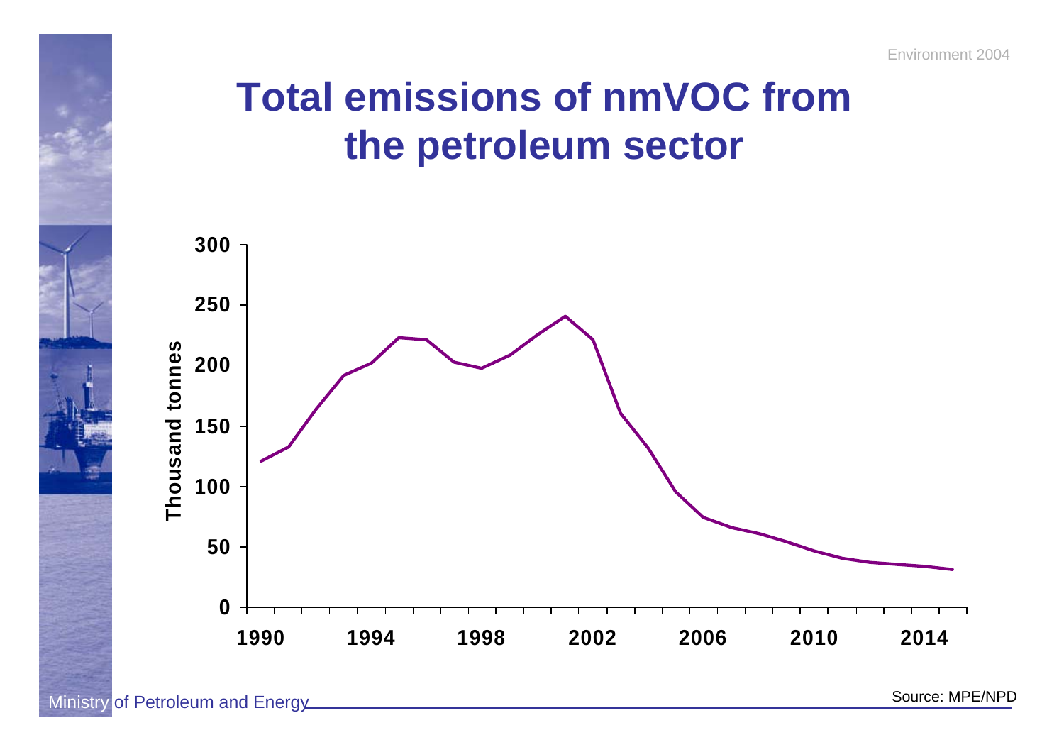# Total emissions of nmVOC from the petroleum sector

Source: MPE/NPD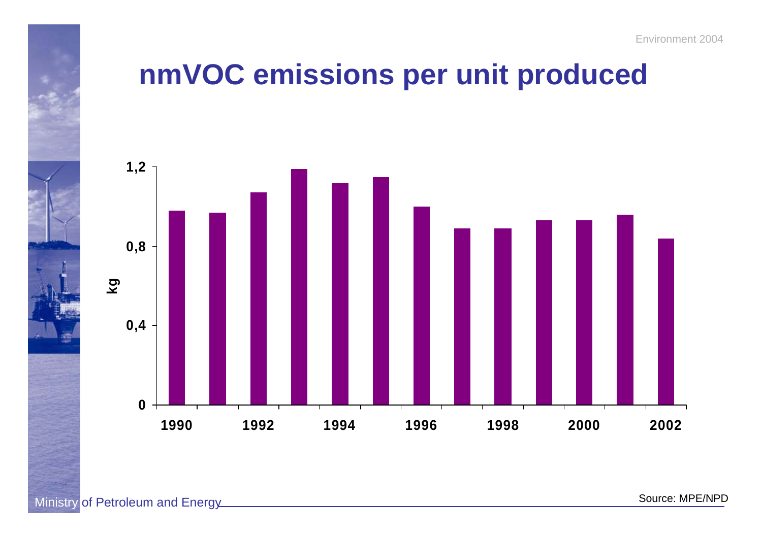# nmVOC emissions per unit produced

Source: MPE/NPD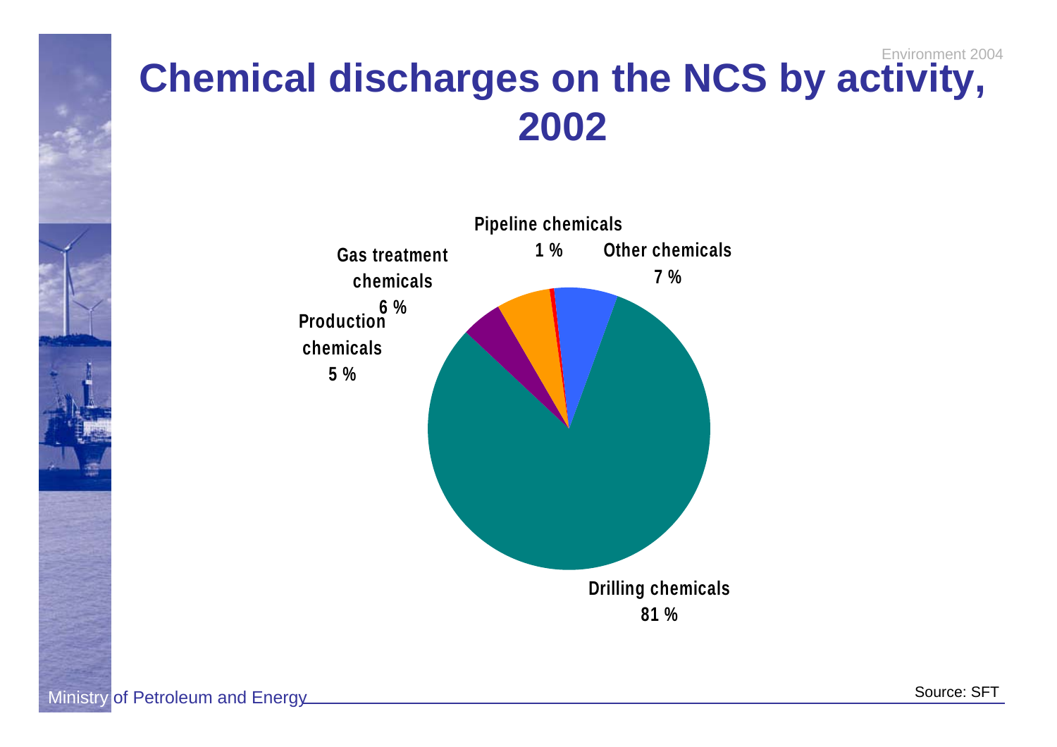# Chemical discharges on the NCS by activity, 2002

Pipeline chemicals 1 %

Other chemicals 7 %

Gas treatment chemicals 6 %

Production chemicals 5 %

Drilling chemicals 81 %

Source: SFT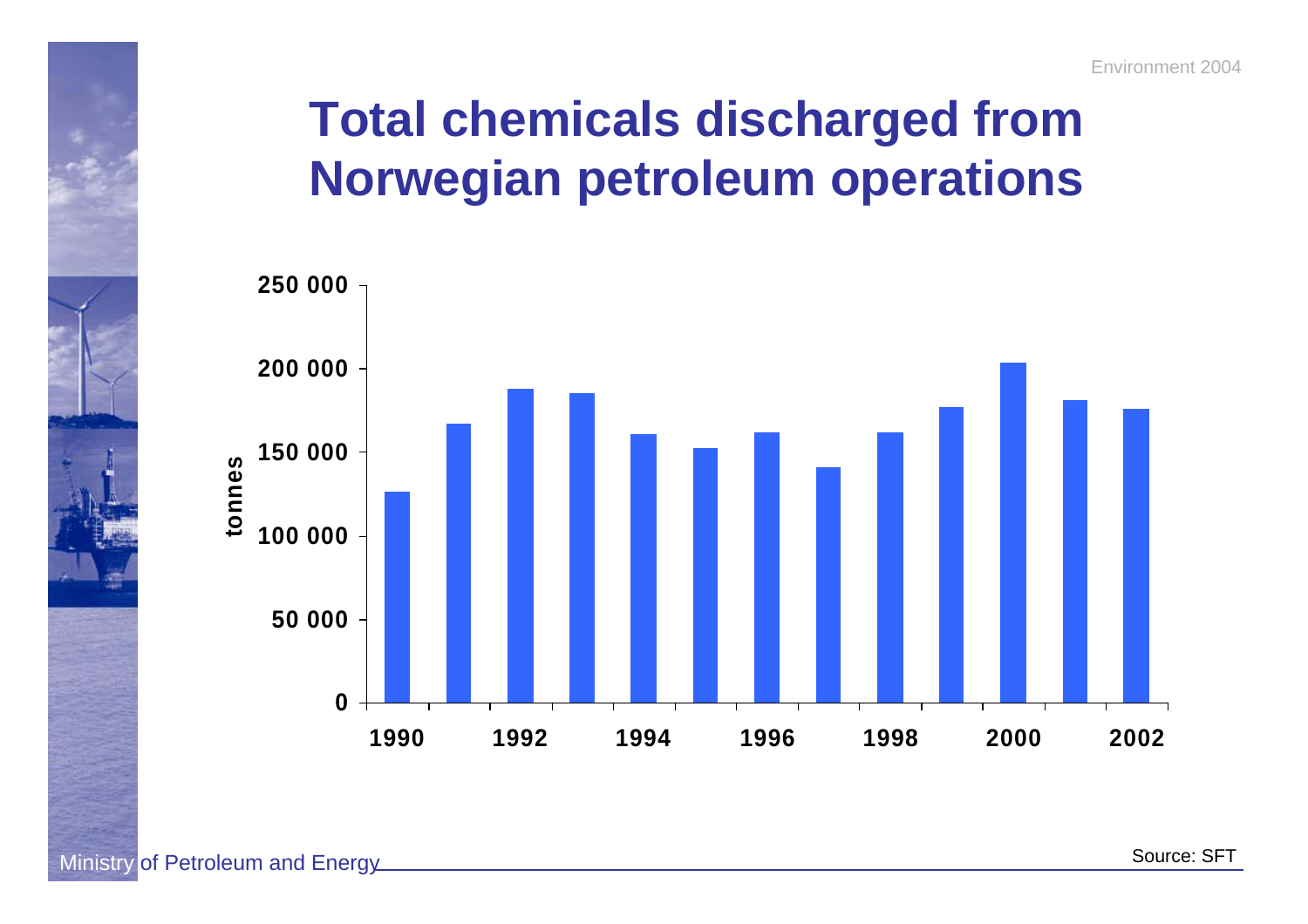# Total chemicals discharged from Norwegian petroleum operations

tonnes

250 000
200 000
150 000
100 000
50 000
0

1990 1992 1994 1996 1998 2000 2002

Source: SFT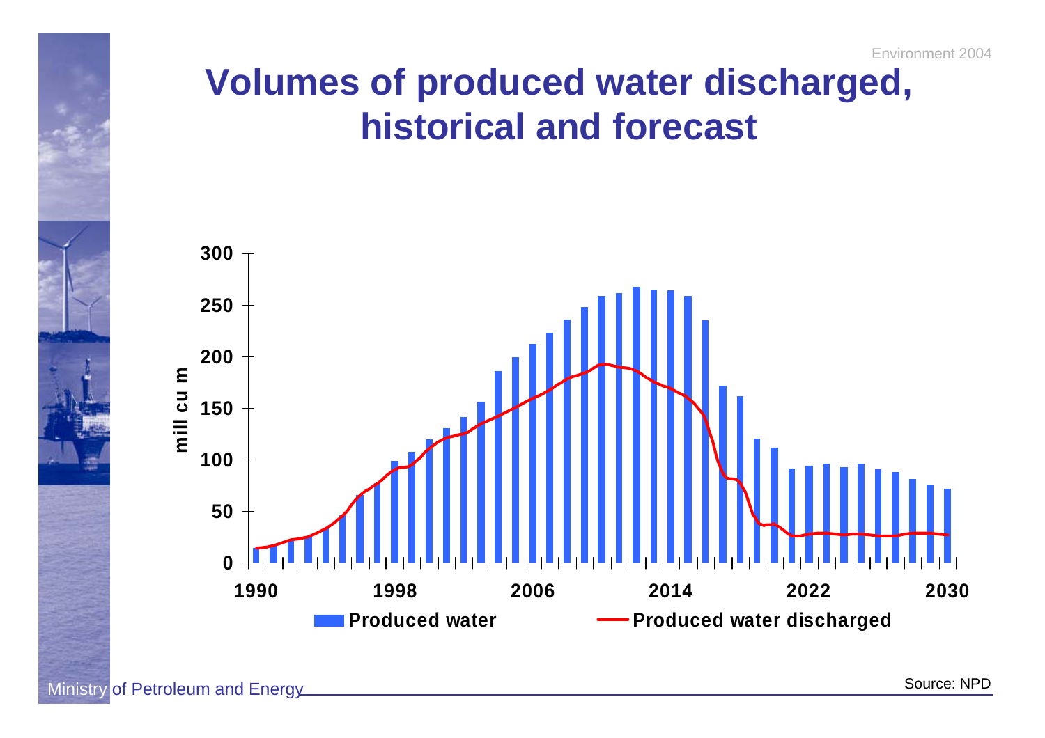# Volumes of produced water discharged, historical and forecast

Source: NPD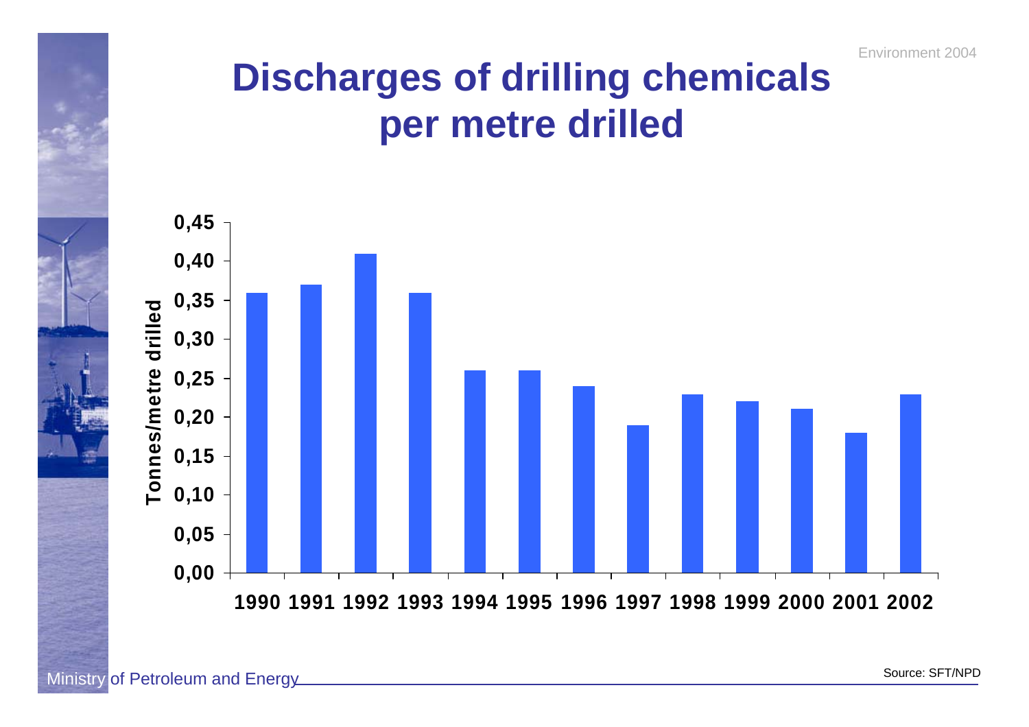# Discharges of drilling chemicals per metre drilled

| Year | Tonnes/metre drilled |
| --- | --- |
| 1990 | 0,36 |
| 1991 | 0,37 |
| 1992 | 0,41 |
| 1993 | 0,36 |
| 1994 | 0,26 |
| 1995 | 0,26 |
| 1996 | 0,24 |
| 1997 | 0,19 |
| 1998 | 0,23 |
| 1999 | 0,22 |
| 2000 | 0,21 |
| 2001 | 0,18 |
| 2002 | 0,23 |

Source: SFT/NPD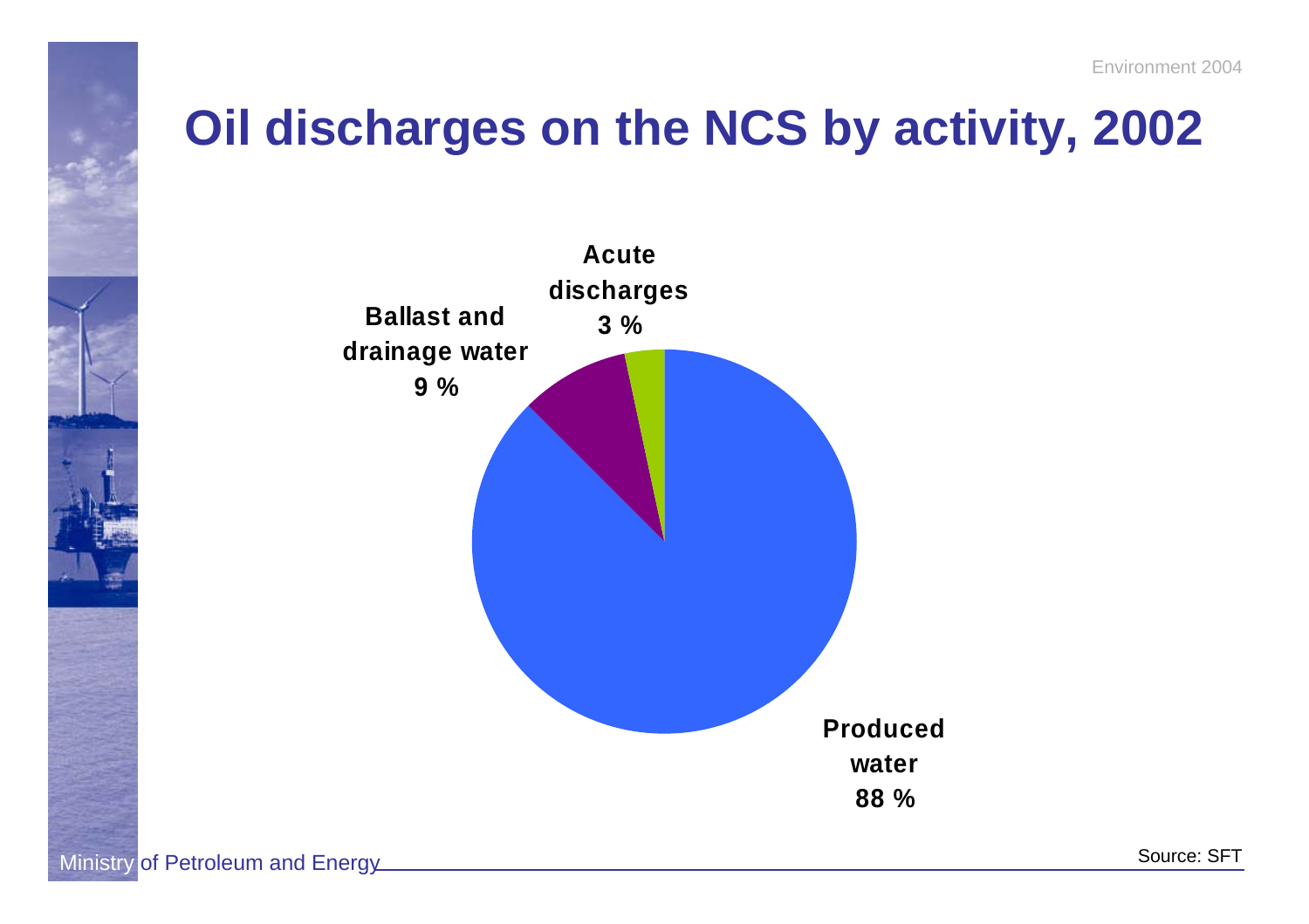# Oil discharges on the NCS by activity, 2002

Acute discharges 3 %

Ballast and drainage water 9 %

Produced water 88 %

Source: SFT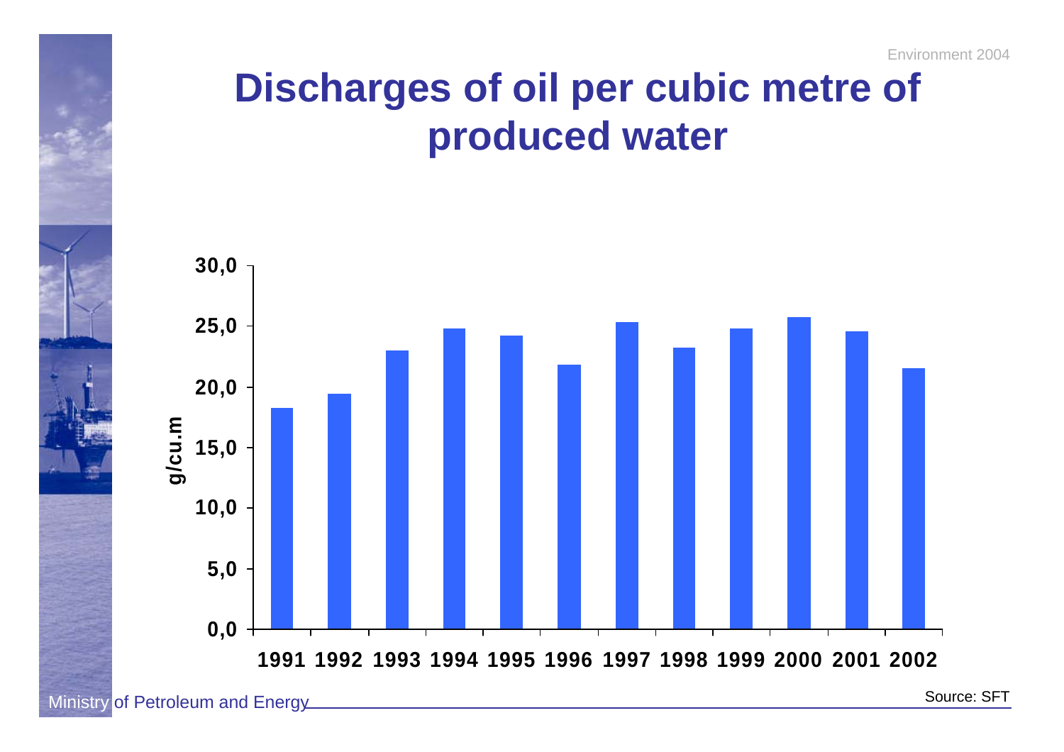# Discharges of oil per cubic metre of produced water

g/cu.m

| Year | g/cu.m |
|---|---|
| 1991 | ~18.2 |
| 1992 | ~19.4 |
| 1993 | ~23.0 |
| 1994 | ~24.8 |
| 1995 | ~24.2 |
| 1996 | ~21.8 |
| 1997 | ~25.3 |
| 1998 | ~23.2 |
| 1999 | ~24.8 |
| 2000 | ~25.7 |
| 2001 | ~24.6 |
| 2002 | ~21.5 |

Source: SFT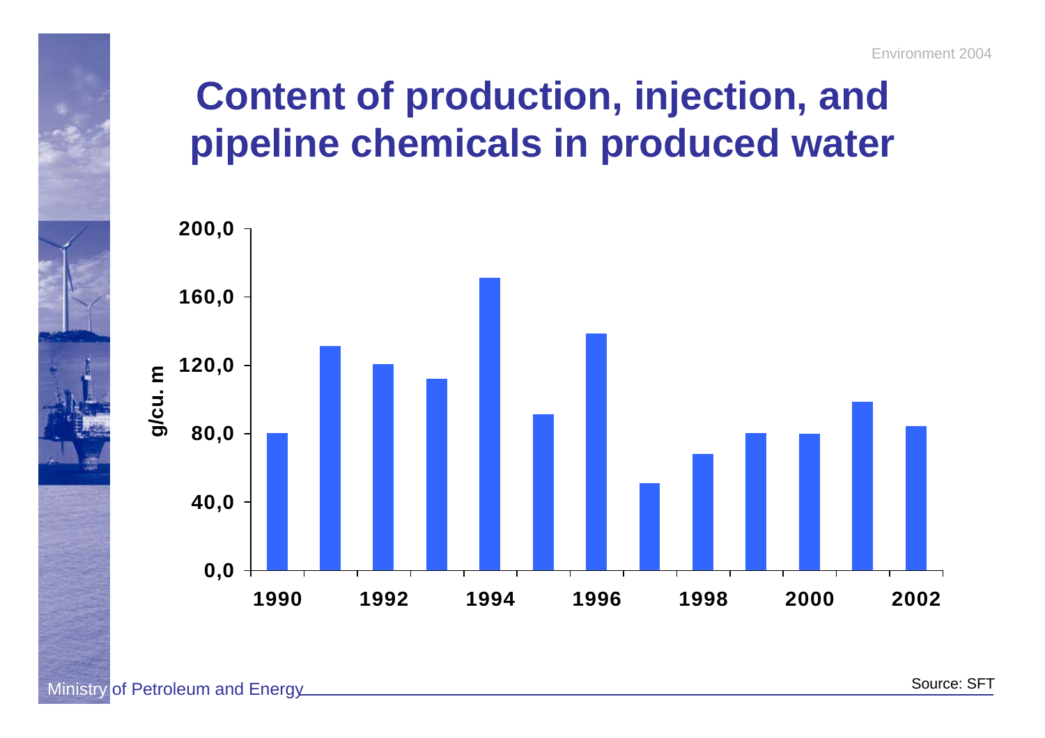# Content of production, injection, and pipeline chemicals in produced water

g/cu. m

200,0
160,0
120,0
80,0
40,0
0,0

1990 1992 1994 1996 1998 2000 2002

Source: SFT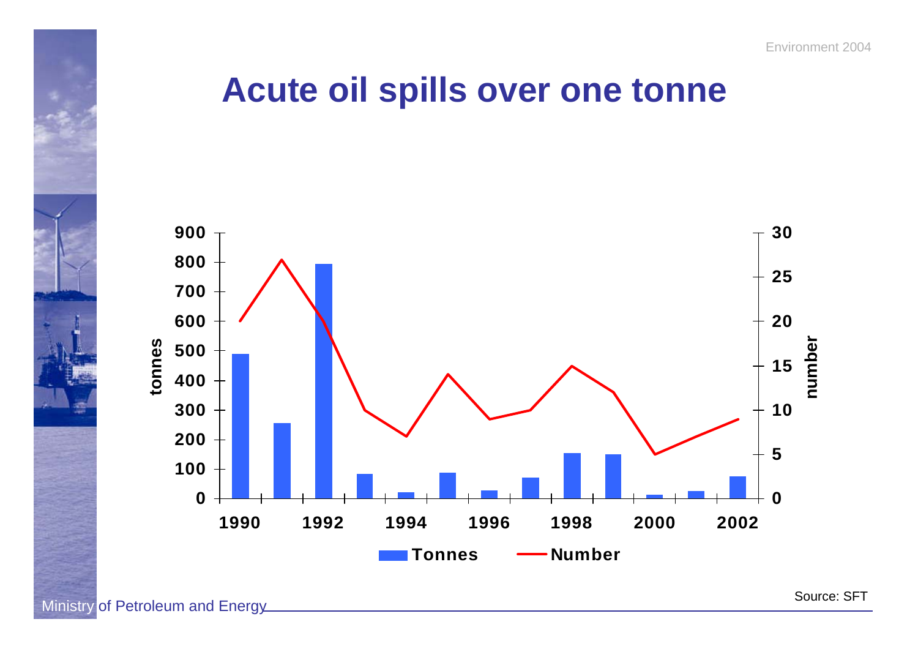# Acute oil spills over one tonne

Source: SFT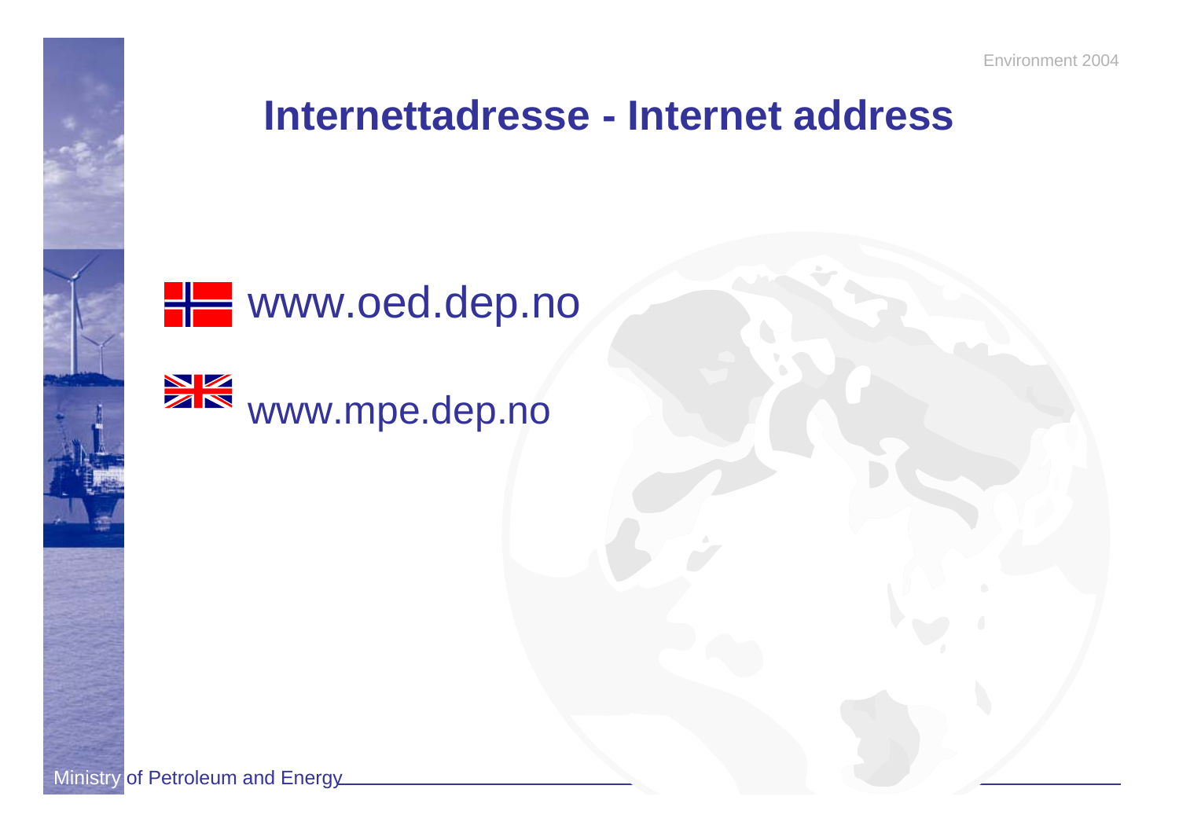# Internettadresse - Internet address

www.oed.dep.no

www.mpe.dep.no